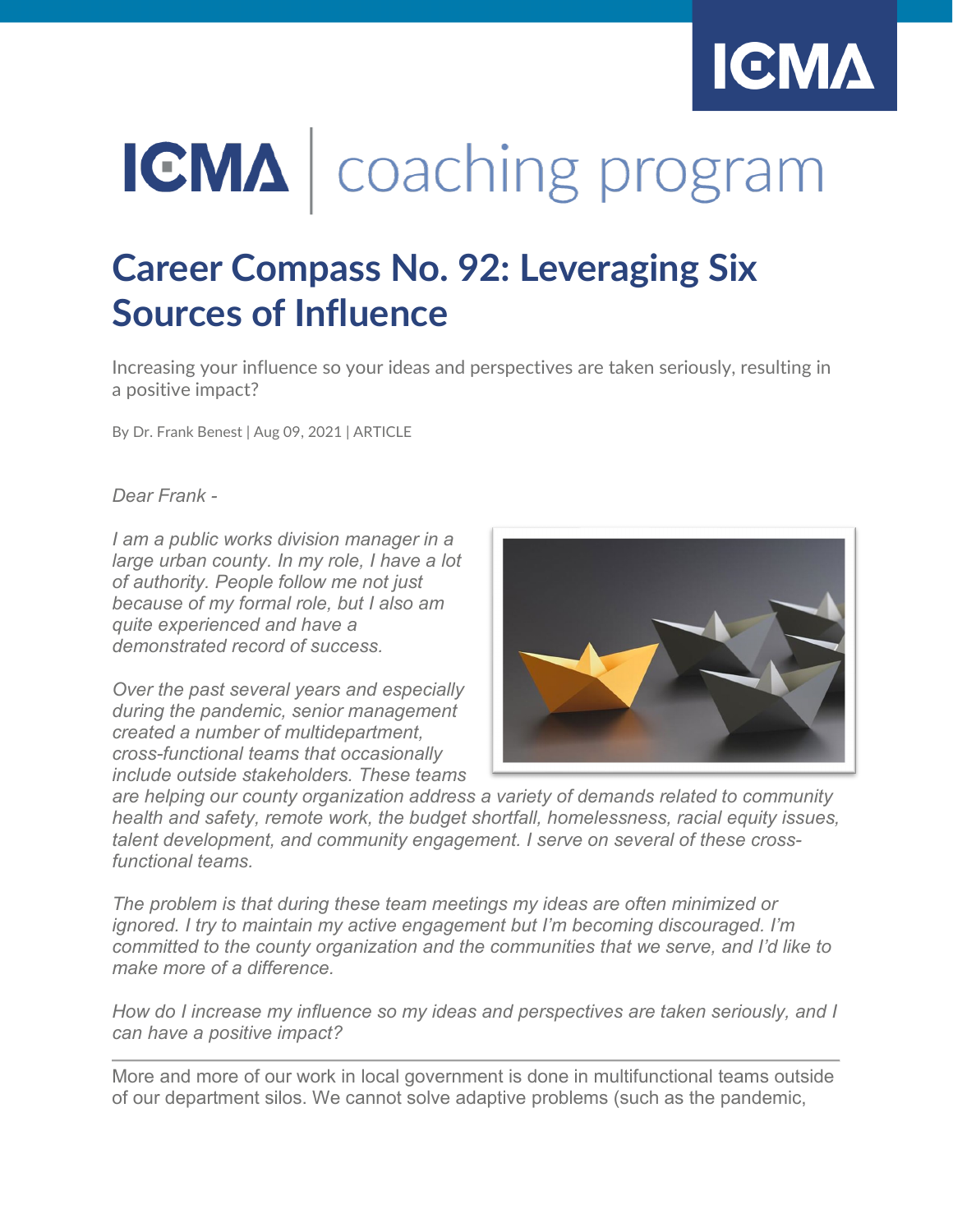# ICMA | coaching program

## Career Compass No. 92: Leveraging Six Sources of Influence

Increasing your influence so your ideas and perspectives are taken seriously, resulting in a positive impact?

By Dr. Frank Benest | Aug 09, 2021 | ARTICLE

*Dear Frank -*

*I am a public works division manager in a large urban county. In my role, I have a lot of authority. People follow me not just because of my formal role, but I also am quite experienced and have a demonstrated record of success.*

*Over the past several years and especially during the pandemic, senior management created a number of multidepartment, cross-functional teams that occasionally include outside stakeholders. These teams are helping our county organization address a variety of demands related to community health and safety, remote work, the budget shortfall, homelessness, racial equity issues, talent development, and community engagement. I serve on several of these cross-functional teams.*

*The problem is that during these team meetings my ideas are often minimized or ignored. I try to maintain my active engagement but I'm becoming discouraged. I'm committed to the county organization and the communities that we serve, and I'd like to make more of a difference.*

*How do I increase my influence so my ideas and perspectives are taken seriously, and I can have a positive impact?*

---

More and more of our work in local government is done in multifunctional teams outside of our department silos. We cannot solve adaptive problems (such as the pandemic,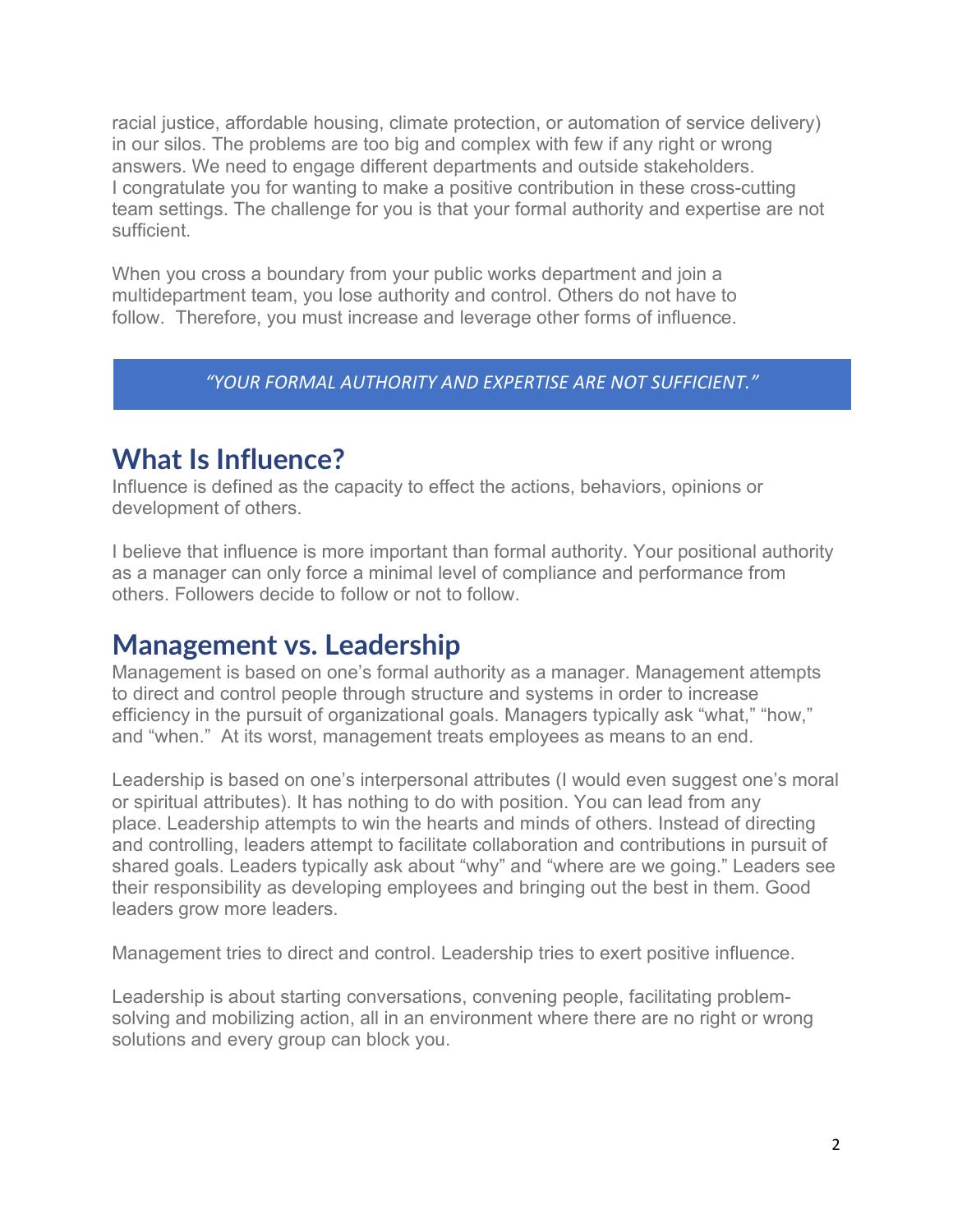racial justice, affordable housing, climate protection, or automation of service delivery) in our silos. The problems are too big and complex with few if any right or wrong answers. We need to engage different departments and outside stakeholders.
I congratulate you for wanting to make a positive contribution in these cross-cutting team settings. The challenge for you is that your formal authority and expertise are not sufficient.

When you cross a boundary from your public works department and join a multidepartment team, you lose authority and control. Others do not have to follow. Therefore, you must increase and leverage other forms of influence.

> *"YOUR FORMAL AUTHORITY AND EXPERTISE ARE NOT SUFFICIENT."*

## What Is Influence?

Influence is defined as the capacity to effect the actions, behaviors, opinions or development of others.

I believe that influence is more important than formal authority. Your positional authority as a manager can only force a minimal level of compliance and performance from others. Followers decide to follow or not to follow.

## Management vs. Leadership

Management is based on one's formal authority as a manager. Management attempts to direct and control people through structure and systems in order to increase efficiency in the pursuit of organizational goals. Managers typically ask "what," "how," and "when." At its worst, management treats employees as means to an end.

Leadership is based on one's interpersonal attributes (I would even suggest one's moral or spiritual attributes). It has nothing to do with position. You can lead from any place. Leadership attempts to win the hearts and minds of others. Instead of directing and controlling, leaders attempt to facilitate collaboration and contributions in pursuit of shared goals. Leaders typically ask about "why" and "where are we going." Leaders see their responsibility as developing employees and bringing out the best in them. Good leaders grow more leaders.

Management tries to direct and control. Leadership tries to exert positive influence.

Leadership is about starting conversations, convening people, facilitating problem-solving and mobilizing action, all in an environment where there are no right or wrong solutions and every group can block you.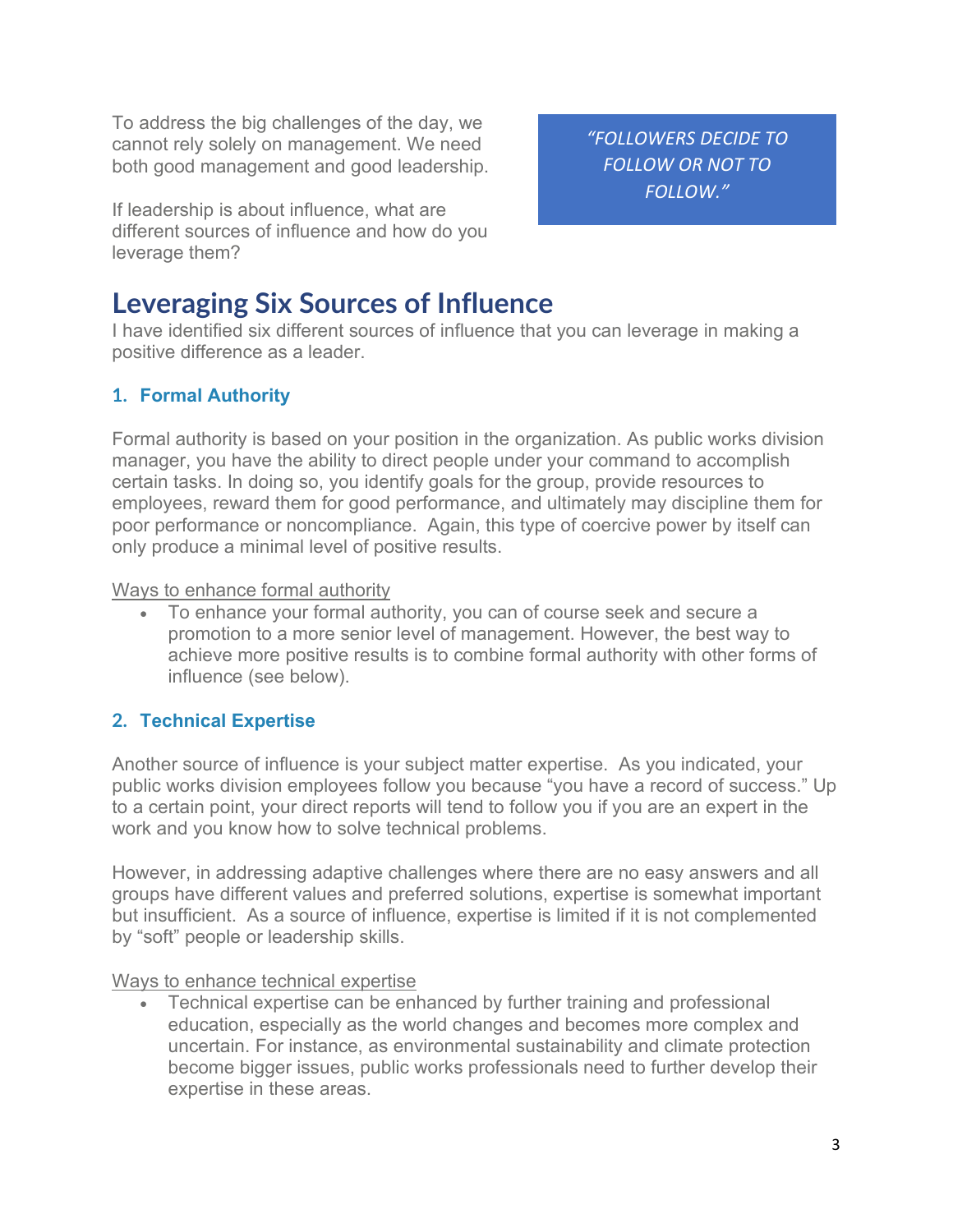To address the big challenges of the day, we cannot rely solely on management. We need both good management and good leadership.

If leadership is about influence, what are different sources of influence and how do you leverage them?

*"FOLLOWERS DECIDE TO FOLLOW OR NOT TO FOLLOW."*

## Leveraging Six Sources of Influence

I have identified six different sources of influence that you can leverage in making a positive difference as a leader.

### 1. Formal Authority

Formal authority is based on your position in the organization. As public works division manager, you have the ability to direct people under your command to accomplish certain tasks. In doing so, you identify goals for the group, provide resources to employees, reward them for good performance, and ultimately may discipline them for poor performance or noncompliance. Again, this type of coercive power by itself can only produce a minimal level of positive results.

Ways to enhance formal authority

- To enhance your formal authority, you can of course seek and secure a promotion to a more senior level of management. However, the best way to achieve more positive results is to combine formal authority with other forms of influence (see below).

### 2. Technical Expertise

Another source of influence is your subject matter expertise. As you indicated, your public works division employees follow you because "you have a record of success." Up to a certain point, your direct reports will tend to follow you if you are an expert in the work and you know how to solve technical problems.

However, in addressing adaptive challenges where there are no easy answers and all groups have different values and preferred solutions, expertise is somewhat important but insufficient. As a source of influence, expertise is limited if it is not complemented by "soft" people or leadership skills.

Ways to enhance technical expertise

- Technical expertise can be enhanced by further training and professional education, especially as the world changes and becomes more complex and uncertain. For instance, as environmental sustainability and climate protection become bigger issues, public works professionals need to further develop their expertise in these areas.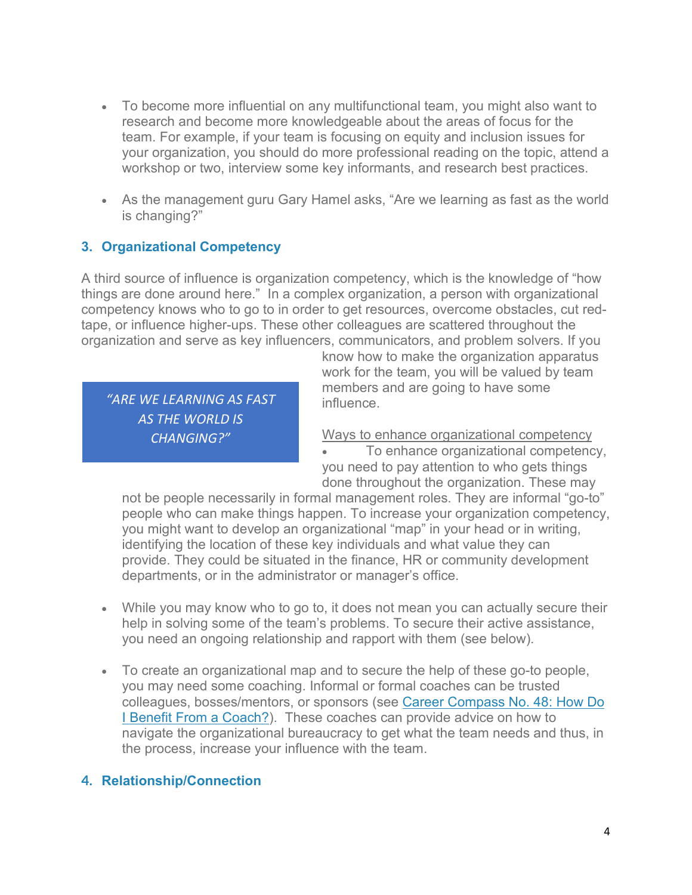- To become more influential on any multifunctional team, you might also want to research and become more knowledgeable about the areas of focus for the team. For example, if your team is focusing on equity and inclusion issues for your organization, you should do more professional reading on the topic, attend a workshop or two, interview some key informants, and research best practices.

- As the management guru Gary Hamel asks, "Are we learning as fast as the world is changing?"

### 3. Organizational Competency

A third source of influence is organization competency, which is the knowledge of "how things are done around here." In a complex organization, a person with organizational competency knows who to go to in order to get resources, overcome obstacles, cut red-tape, or influence higher-ups. These other colleagues are scattered throughout the organization and serve as key influencers, communicators, and problem solvers. If you know how to make the organization apparatus work for the team, you will be valued by team members and are going to have some influence.

> *"ARE WE LEARNING AS FAST AS THE WORLD IS CHANGING?"*

Ways to enhance organizational competency

- To enhance organizational competency, you need to pay attention to who gets things done throughout the organization. These may not be people necessarily in formal management roles. They are informal "go-to" people who can make things happen. To increase your organization competency, you might want to develop an organizational "map" in your head or in writing, identifying the location of these key individuals and what value they can provide. They could be situated in the finance, HR or community development departments, or in the administrator or manager's office.

- While you may know who to go to, it does not mean you can actually secure their help in solving some of the team's problems. To secure their active assistance, you need an ongoing relationship and rapport with them (see below).

- To create an organizational map and to secure the help of these go-to people, you may need some coaching. Informal or formal coaches can be trusted colleagues, bosses/mentors, or sponsors (see Career Compass No. 48: How Do I Benefit From a Coach?). These coaches can provide advice on how to navigate the organizational bureaucracy to get what the team needs and thus, in the process, increase your influence with the team.

### 4. Relationship/Connection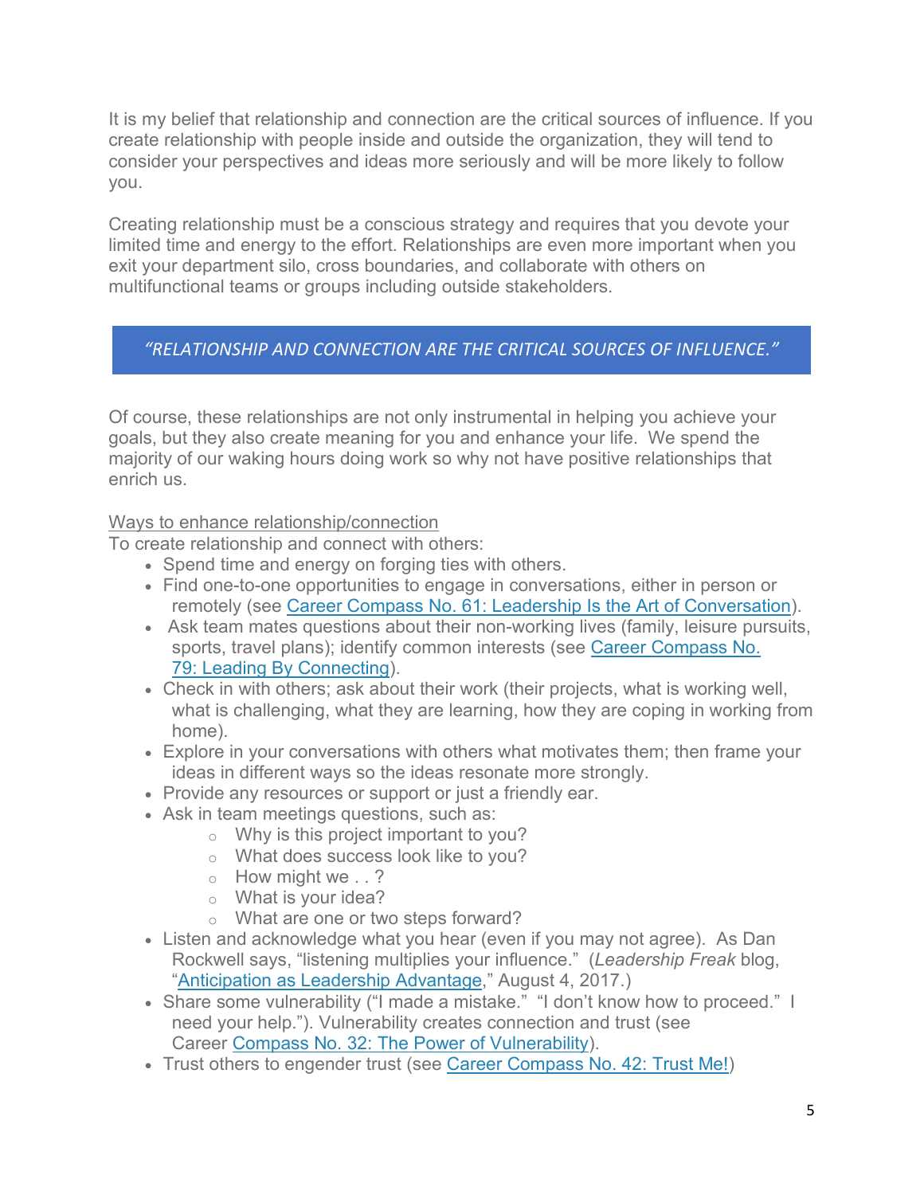It is my belief that relationship and connection are the critical sources of influence. If you create relationship with people inside and outside the organization, they will tend to consider your perspectives and ideas more seriously and will be more likely to follow you.

Creating relationship must be a conscious strategy and requires that you devote your limited time and energy to the effort. Relationships are even more important when you exit your department silo, cross boundaries, and collaborate with others on multifunctional teams or groups including outside stakeholders.

> *"RELATIONSHIP AND CONNECTION ARE THE CRITICAL SOURCES OF INFLUENCE."*

Of course, these relationships are not only instrumental in helping you achieve your goals, but they also create meaning for you and enhance your life. We spend the majority of our waking hours doing work so why not have positive relationships that enrich us.

Ways to enhance relationship/connection

To create relationship and connect with others:

- Spend time and energy on forging ties with others.
- Find one-to-one opportunities to engage in conversations, either in person or remotely (see Career Compass No. 61: Leadership Is the Art of Conversation).
- Ask team mates questions about their non-working lives (family, leisure pursuits, sports, travel plans); identify common interests (see Career Compass No. 79: Leading By Connecting).
- Check in with others; ask about their work (their projects, what is working well, what is challenging, what they are learning, how they are coping in working from home).
- Explore in your conversations with others what motivates them; then frame your ideas in different ways so the ideas resonate more strongly.
- Provide any resources or support or just a friendly ear.
- Ask in team meetings questions, such as:
  - Why is this project important to you?
  - What does success look like to you?
  - How might we . . ?
  - What is your idea?
  - What are one or two steps forward?
- Listen and acknowledge what you hear (even if you may not agree). As Dan Rockwell says, "listening multiplies your influence." (*Leadership Freak* blog, "Anticipation as Leadership Advantage," August 4, 2017.)
- Share some vulnerability ("I made a mistake." "I don't know how to proceed." I need your help."). Vulnerability creates connection and trust (see Career Compass No. 32: The Power of Vulnerability).
- Trust others to engender trust (see Career Compass No. 42: Trust Me!)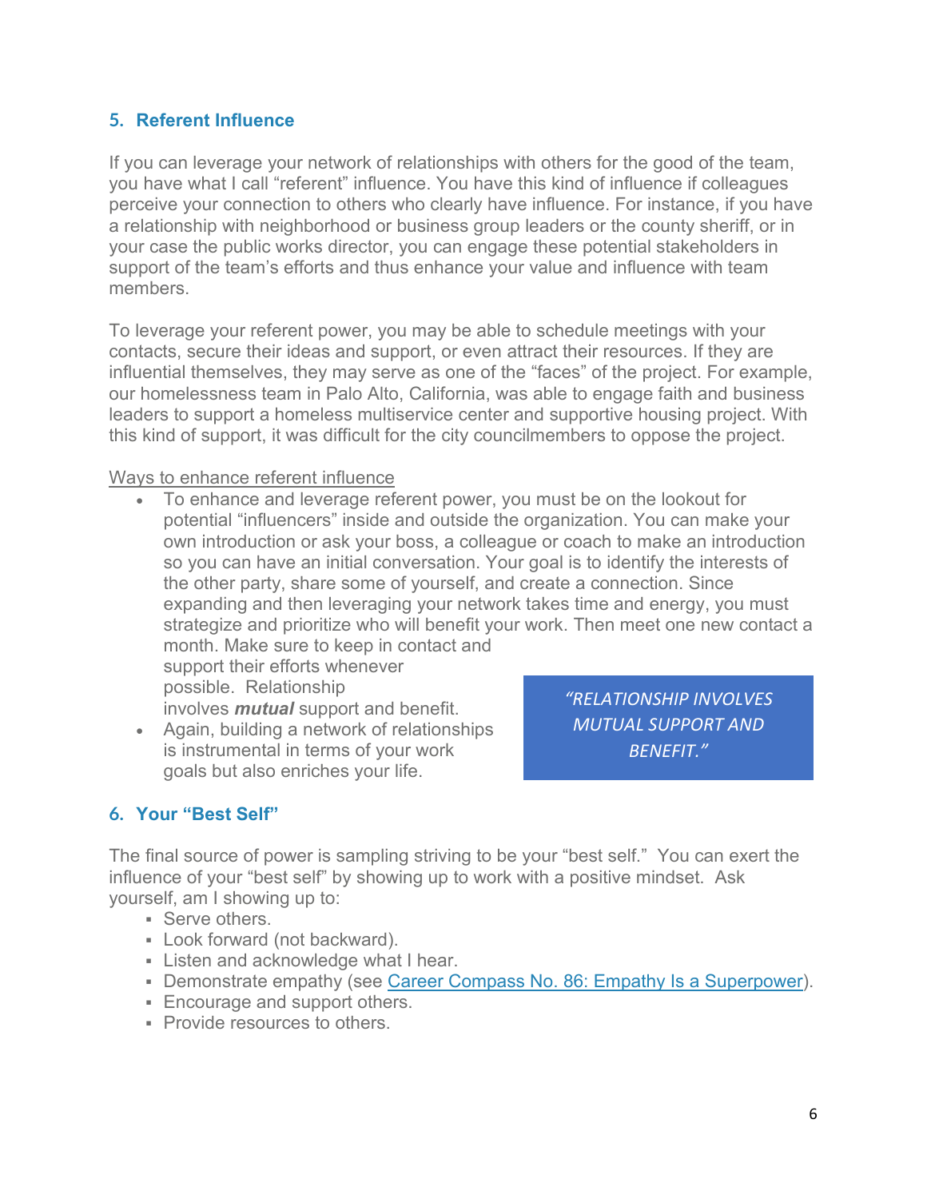### 5. Referent Influence

If you can leverage your network of relationships with others for the good of the team, you have what I call "referent" influence. You have this kind of influence if colleagues perceive your connection to others who clearly have influence. For instance, if you have a relationship with neighborhood or business group leaders or the county sheriff, or in your case the public works director, you can engage these potential stakeholders in support of the team's efforts and thus enhance your value and influence with team members.

To leverage your referent power, you may be able to schedule meetings with your contacts, secure their ideas and support, or even attract their resources. If they are influential themselves, they may serve as one of the "faces" of the project. For example, our homelessness team in Palo Alto, California, was able to engage faith and business leaders to support a homeless multiservice center and supportive housing project. With this kind of support, it was difficult for the city councilmembers to oppose the project.

<u>Ways to enhance referent influence</u>

- To enhance and leverage referent power, you must be on the lookout for potential "influencers" inside and outside the organization. You can make your own introduction or ask your boss, a colleague or coach to make an introduction so you can have an initial conversation. Your goal is to identify the interests of the other party, share some of yourself, and create a connection. Since expanding and then leveraging your network takes time and energy, you must strategize and prioritize who will benefit your work. Then meet one new contact a month. Make sure to keep in contact and support their efforts whenever possible. Relationship involves ***mutual*** support and benefit.
- Again, building a network of relationships is instrumental in terms of your work goals but also enriches your life.

> *"RELATIONSHIP INVOLVES MUTUAL SUPPORT AND BENEFIT."*

### 6. Your "Best Self"

The final source of power is sampling striving to be your "best self." You can exert the influence of your "best self" by showing up to work with a positive mindset. Ask yourself, am I showing up to:

- Serve others.
- Look forward (not backward).
- Listen and acknowledge what I hear.
- Demonstrate empathy (see Career Compass No. 86: Empathy Is a Superpower).
- Encourage and support others.
- Provide resources to others.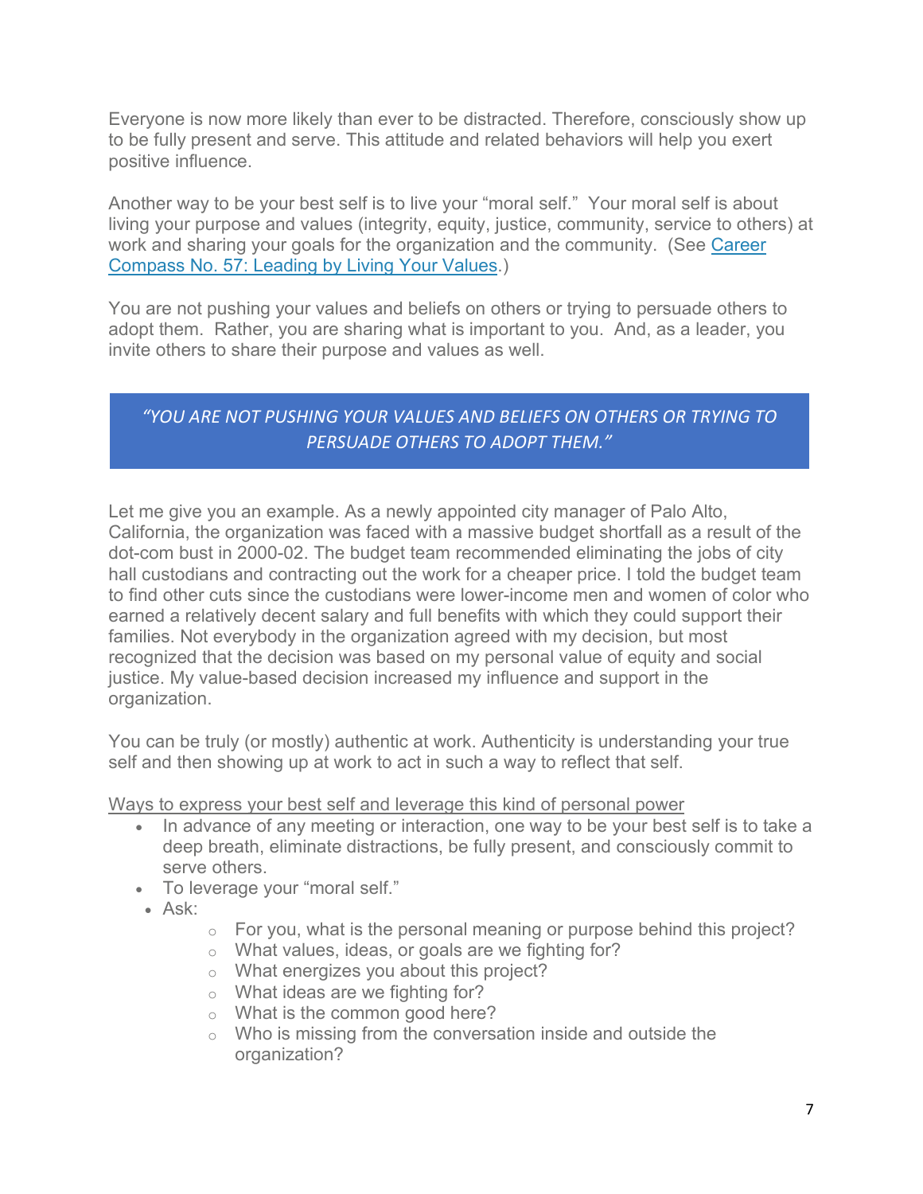Everyone is now more likely than ever to be distracted. Therefore, consciously show up to be fully present and serve. This attitude and related behaviors will help you exert positive influence.

Another way to be your best self is to live your "moral self." Your moral self is about living your purpose and values (integrity, equity, justice, community, service to others) at work and sharing your goals for the organization and the community. (See [Career Compass No. 57: Leading by Living Your Values](#).)

You are not pushing your values and beliefs on others or trying to persuade others to adopt them. Rather, you are sharing what is important to you. And, as a leader, you invite others to share their purpose and values as well.

> *"YOU ARE NOT PUSHING YOUR VALUES AND BELIEFS ON OTHERS OR TRYING TO PERSUADE OTHERS TO ADOPT THEM."*

Let me give you an example. As a newly appointed city manager of Palo Alto, California, the organization was faced with a massive budget shortfall as a result of the dot-com bust in 2000-02. The budget team recommended eliminating the jobs of city hall custodians and contracting out the work for a cheaper price. I told the budget team to find other cuts since the custodians were lower-income men and women of color who earned a relatively decent salary and full benefits with which they could support their families. Not everybody in the organization agreed with my decision, but most recognized that the decision was based on my personal value of equity and social justice. My value-based decision increased my influence and support in the organization.

You can be truly (or mostly) authentic at work. Authenticity is understanding your true self and then showing up at work to act in such a way to reflect that self.

<u>Ways to express your best self and leverage this kind of personal power</u>

- In advance of any meeting or interaction, one way to be your best self is to take a deep breath, eliminate distractions, be fully present, and consciously commit to serve others.
- To leverage your "moral self."
- Ask:
  - For you, what is the personal meaning or purpose behind this project?
  - What values, ideas, or goals are we fighting for?
  - What energizes you about this project?
  - What ideas are we fighting for?
  - What is the common good here?
  - Who is missing from the conversation inside and outside the organization?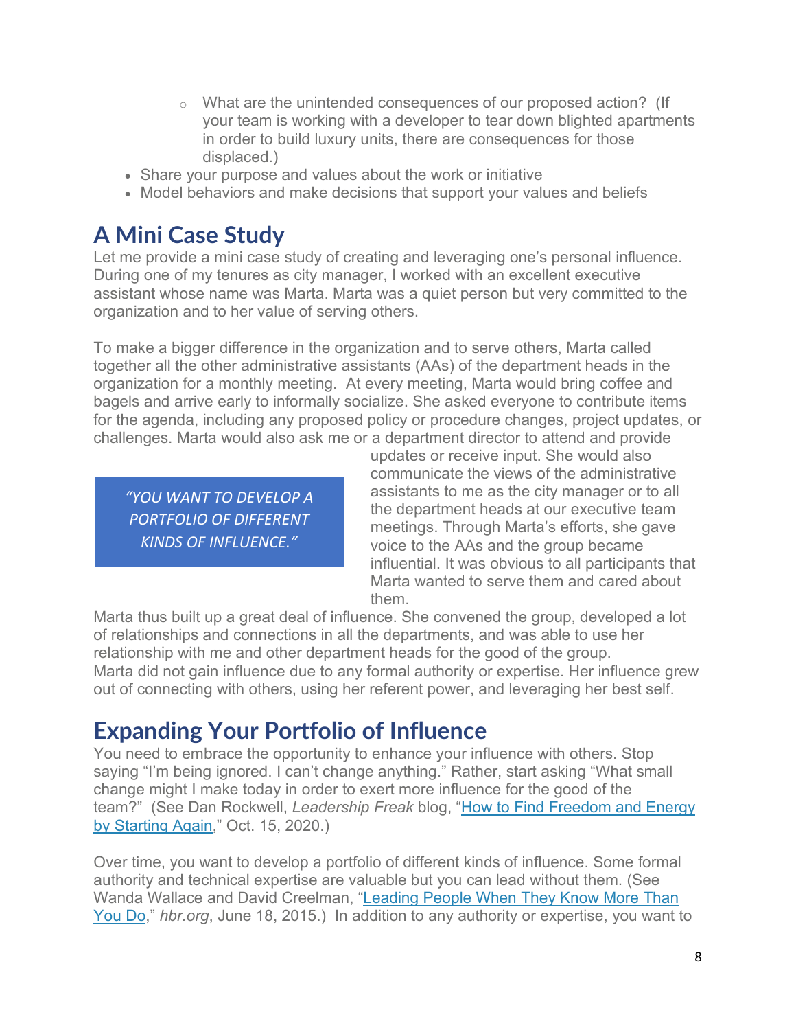- What are the unintended consequences of our proposed action? (If your team is working with a developer to tear down blighted apartments in order to build luxury units, there are consequences for those displaced.)
- Share your purpose and values about the work or initiative
- Model behaviors and make decisions that support your values and beliefs

## A Mini Case Study

Let me provide a mini case study of creating and leveraging one's personal influence. During one of my tenures as city manager, I worked with an excellent executive assistant whose name was Marta. Marta was a quiet person but very committed to the organization and to her value of serving others.

To make a bigger difference in the organization and to serve others, Marta called together all the other administrative assistants (AAs) of the department heads in the organization for a monthly meeting. At every meeting, Marta would bring coffee and bagels and arrive early to informally socialize. She asked everyone to contribute items for the agenda, including any proposed policy or procedure changes, project updates, or challenges. Marta would also ask me or a department director to attend and provide updates or receive input. She would also communicate the views of the administrative assistants to me as the city manager or to all the department heads at our executive team meetings. Through Marta's efforts, she gave voice to the AAs and the group became influential. It was obvious to all participants that Marta wanted to serve them and cared about them.

> *"YOU WANT TO DEVELOP A PORTFOLIO OF DIFFERENT KINDS OF INFLUENCE."*

Marta thus built up a great deal of influence. She convened the group, developed a lot of relationships and connections in all the departments, and was able to use her relationship with me and other department heads for the good of the group. Marta did not gain influence due to any formal authority or expertise. Her influence grew out of connecting with others, using her referent power, and leveraging her best self.

## Expanding Your Portfolio of Influence

You need to embrace the opportunity to enhance your influence with others. Stop saying "I'm being ignored. I can't change anything." Rather, start asking "What small change might I make today in order to exert more influence for the good of the team?" (See Dan Rockwell, *Leadership Freak* blog, "How to Find Freedom and Energy by Starting Again," Oct. 15, 2020.)

Over time, you want to develop a portfolio of different kinds of influence. Some formal authority and technical expertise are valuable but you can lead without them. (See Wanda Wallace and David Creelman, "Leading People When They Know More Than You Do," *hbr.org*, June 18, 2015.) In addition to any authority or expertise, you want to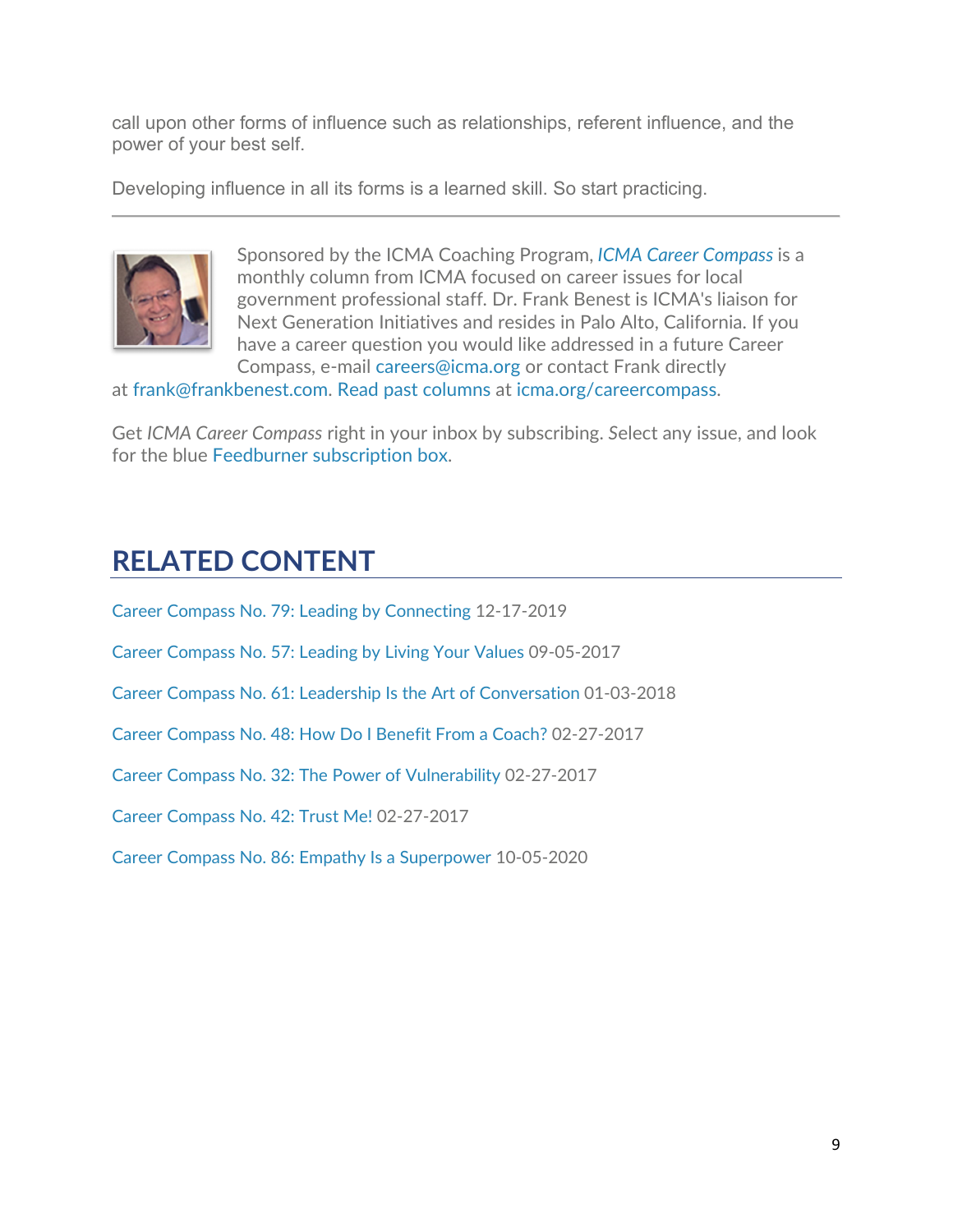call upon other forms of influence such as relationships, referent influence, and the power of your best self.

Developing influence in all its forms is a learned skill. So start practicing.

---

Sponsored by the ICMA Coaching Program, *ICMA Career Compass* is a monthly column from ICMA focused on career issues for local government professional staff. Dr. Frank Benest is ICMA's liaison for Next Generation Initiatives and resides in Palo Alto, California. If you have a career question you would like addressed in a future Career Compass, e-mail careers@icma.org or contact Frank directly at frank@frankbenest.com. Read past columns at icma.org/careercompass.

Get *ICMA Career Compass* right in your inbox by subscribing. Select any issue, and look for the blue Feedburner subscription box.

## RELATED CONTENT

Career Compass No. 79: Leading by Connecting 12-17-2019

Career Compass No. 57: Leading by Living Your Values 09-05-2017

Career Compass No. 61: Leadership Is the Art of Conversation 01-03-2018

Career Compass No. 48: How Do I Benefit From a Coach? 02-27-2017

Career Compass No. 32: The Power of Vulnerability 02-27-2017

Career Compass No. 42: Trust Me! 02-27-2017

Career Compass No. 86: Empathy Is a Superpower 10-05-2020